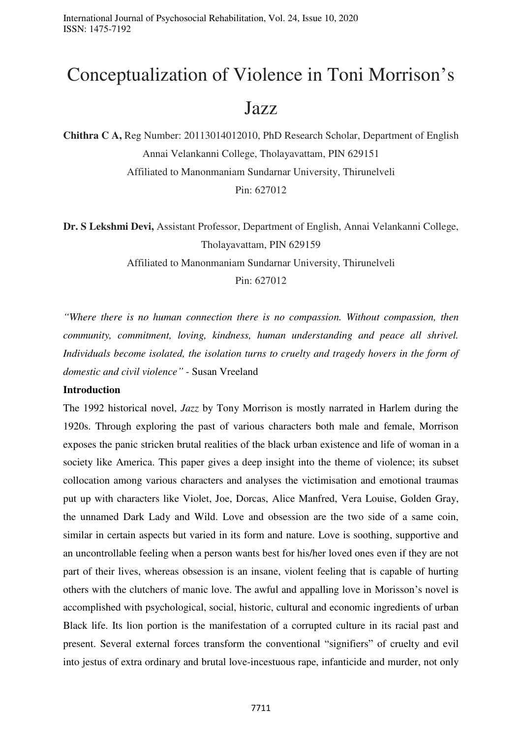# Conceptualization of Violence in Toni Morrison's Jazz

**Chithra C A,** Reg Number: 20113014012010, PhD Research Scholar, Department of English Annai Velankanni College, Tholayavattam, PIN 629151

Affiliated to Manonmaniam Sundarnar University, Thirunelveli

Pin: 627012

**Dr. S Lekshmi Devi,** Assistant Professor, Department of English, Annai Velankanni College, Tholayavattam, PIN 629159

Affiliated to Manonmaniam Sundarnar University, Thirunelveli

Pin: 627012

*"Where there is no human connection there is no compassion. Without compassion, then community, commitment, loving, kindness, human understanding and peace all shrivel. Individuals become isolated, the isolation turns to cruelty and tragedy hovers in the form of domestic and civil violence"* - Susan Vreeland

**Introduction**

The 1992 historical novel, *Jazz* by Tony Morrison is mostly narrated in Harlem during the 1920s. Through exploring the past of various characters both male and female, Morrison exposes the panic stricken brutal realities of the black urban existence and life of woman in a society like America. This paper gives a deep insight into the theme of violence; its subset collocation among various characters and analyses the victimisation and emotional traumas put up with characters like Violet, Joe, Dorcas, Alice Manfred, Vera Louise, Golden Gray, the unnamed Dark Lady and Wild. Love and obsession are the two side of a same coin, similar in certain aspects but varied in its form and nature. Love is soothing, supportive and an uncontrollable feeling when a person wants best for his/her loved ones even if they are not part of their lives, whereas obsession is an insane, violent feeling that is capable of hurting others with the clutchers of manic love. The awful and appalling love in Morisson's novel is accomplished with psychological, social, historic, cultural and economic ingredients of urban Black life. Its lion portion is the manifestation of a corrupted culture in its racial past and present. Several external forces transform the conventional "signifiers" of cruelty and evil into jestus of extra ordinary and brutal love-incestuous rape, infanticide and murder, not only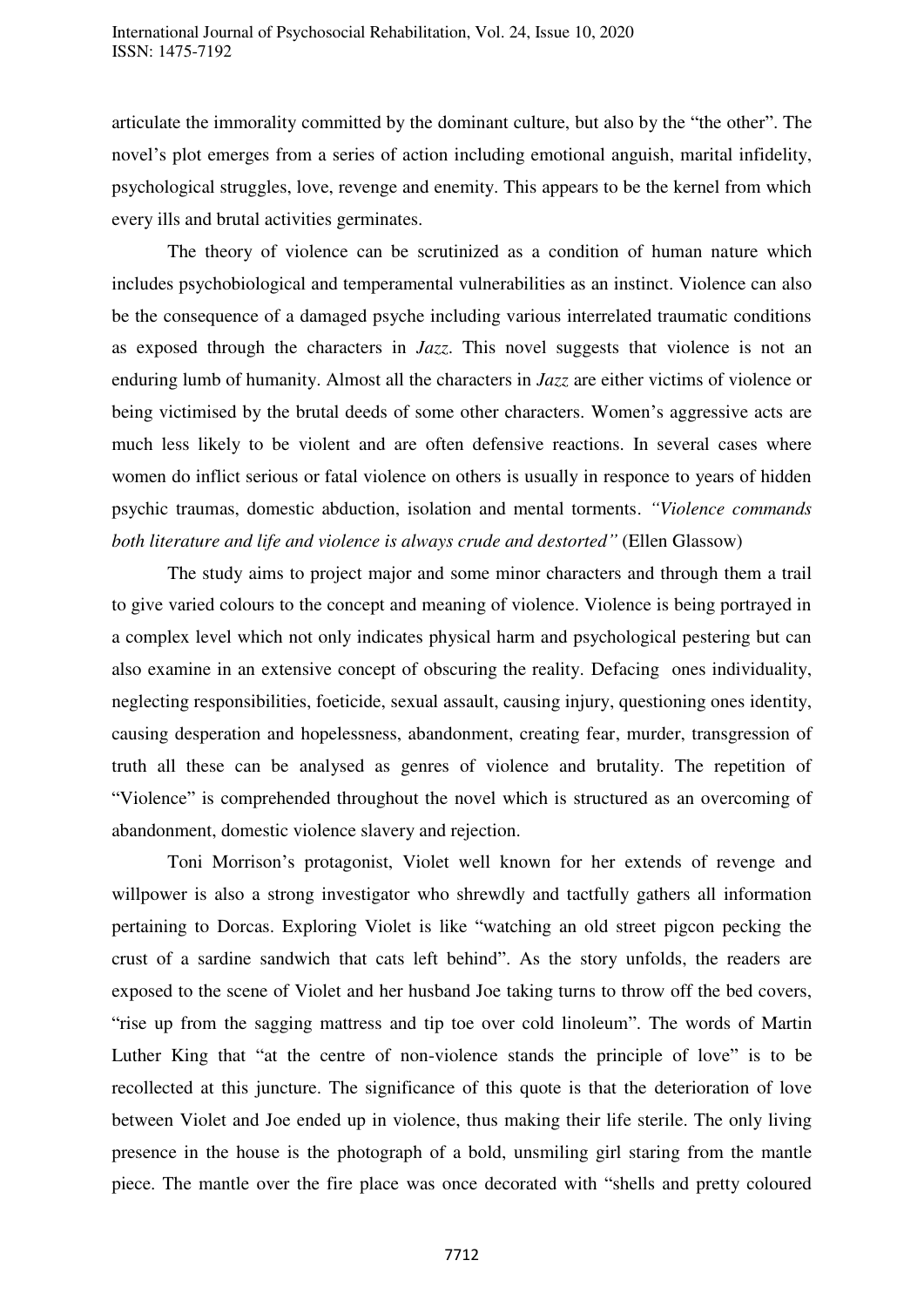articulate the immorality committed by the dominant culture, but also by the "the other". The novel's plot emerges from a series of action including emotional anguish, marital infidelity, psychological struggles, love, revenge and enemity. This appears to be the kernel from which every ills and brutal activities germinates.

The theory of violence can be scrutinized as a condition of human nature which includes psychobiological and temperamental vulnerabilities as an instinct. Violence can also be the consequence of a damaged psyche including various interrelated traumatic conditions as exposed through the characters in *Jazz*. This novel suggests that violence is not an enduring lumb of humanity. Almost all the characters in *Jazz* are either victims of violence or being victimised by the brutal deeds of some other characters. Women's aggressive acts are much less likely to be violent and are often defensive reactions. In several cases where women do inflict serious or fatal violence on others is usually in responce to years of hidden psychic traumas, domestic abduction, isolation and mental torments. *"Violence commands both literature and life and violence is always crude and destorted"* (Ellen Glassow)

The study aims to project major and some minor characters and through them a trail to give varied colours to the concept and meaning of violence. Violence is being portrayed in a complex level which not only indicates physical harm and psychological pestering but can also examine in an extensive concept of obscuring the reality. Defacing ones individuality, neglecting responsibilities, foeticide, sexual assault, causing injury, questioning ones identity, causing desperation and hopelessness, abandonment, creating fear, murder, transgression of truth all these can be analysed as genres of violence and brutality. The repetition of "Violence" is comprehended throughout the novel which is structured as an overcoming of abandonment, domestic violence slavery and rejection.

Toni Morrison's protagonist, Violet well known for her extends of revenge and willpower is also a strong investigator who shrewdly and tactfully gathers all information pertaining to Dorcas. Exploring Violet is like "watching an old street pigcon pecking the crust of a sardine sandwich that cats left behind". As the story unfolds, the readers are exposed to the scene of Violet and her husband Joe taking turns to throw off the bed covers, "rise up from the sagging mattress and tip toe over cold linoleum". The words of Martin Luther King that "at the centre of non-violence stands the principle of love" is to be recollected at this juncture. The significance of this quote is that the deterioration of love between Violet and Joe ended up in violence, thus making their life sterile. The only living presence in the house is the photograph of a bold, unsmiling girl staring from the mantle piece. The mantle over the fire place was once decorated with "shells and pretty coloured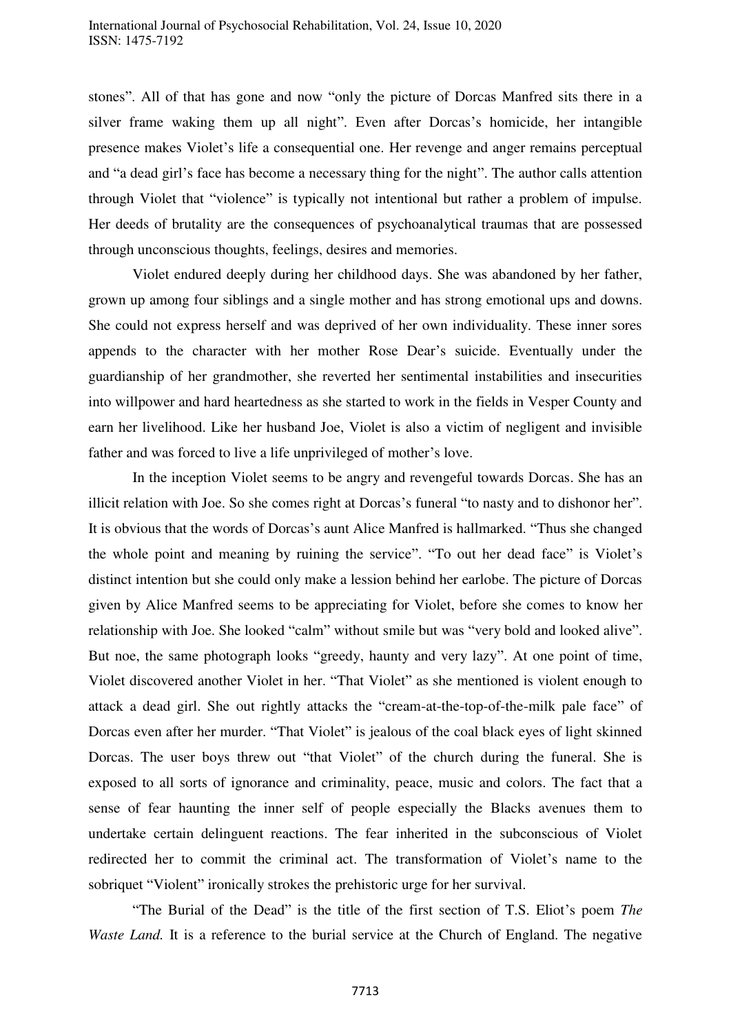stones". All of that has gone and now "only the picture of Dorcas Manfred sits there in a silver frame waking them up all night". Even after Dorcas's homicide, her intangible presence makes Violet's life a consequential one. Her revenge and anger remains perceptual and "a dead girl's face has become a necessary thing for the night". The author calls attention through Violet that "violence" is typically not intentional but rather a problem of impulse. Her deeds of brutality are the consequences of psychoanalytical traumas that are possessed through unconscious thoughts, feelings, desires and memories.

Violet endured deeply during her childhood days. She was abandoned by her father, grown up among four siblings and a single mother and has strong emotional ups and downs. She could not express herself and was deprived of her own individuality. These inner sores appends to the character with her mother Rose Dear's suicide. Eventually under the guardianship of her grandmother, she reverted her sentimental instabilities and insecurities into willpower and hard heartedness as she started to work in the fields in Vesper County and earn her livelihood. Like her husband Joe, Violet is also a victim of negligent and invisible father and was forced to live a life unprivileged of mother's love.

In the inception Violet seems to be angry and revengeful towards Dorcas. She has an illicit relation with Joe. So she comes right at Dorcas's funeral "to nasty and to dishonor her". It is obvious that the words of Dorcas's aunt Alice Manfred is hallmarked. "Thus she changed the whole point and meaning by ruining the service". "To out her dead face" is Violet's distinct intention but she could only make a lession behind her earlobe. The picture of Dorcas given by Alice Manfred seems to be appreciating for Violet, before she comes to know her relationship with Joe. She looked "calm" without smile but was "very bold and looked alive". But noe, the same photograph looks "greedy, haunty and very lazy". At one point of time, Violet discovered another Violet in her. "That Violet" as she mentioned is violent enough to attack a dead girl. She out rightly attacks the "cream-at-the-top-of-the-milk pale face" of Dorcas even after her murder. "That Violet" is jealous of the coal black eyes of light skinned Dorcas. The user boys threw out "that Violet" of the church during the funeral. She is exposed to all sorts of ignorance and criminality, peace, music and colors. The fact that a sense of fear haunting the inner self of people especially the Blacks avenues them to undertake certain delinguent reactions. The fear inherited in the subconscious of Violet redirected her to commit the criminal act. The transformation of Violet's name to the sobriquet "Violent" ironically strokes the prehistoric urge for her survival.

"The Burial of the Dead" is the title of the first section of T.S. Eliot's poem *The Waste Land.* It is a reference to the burial service at the Church of England. The negative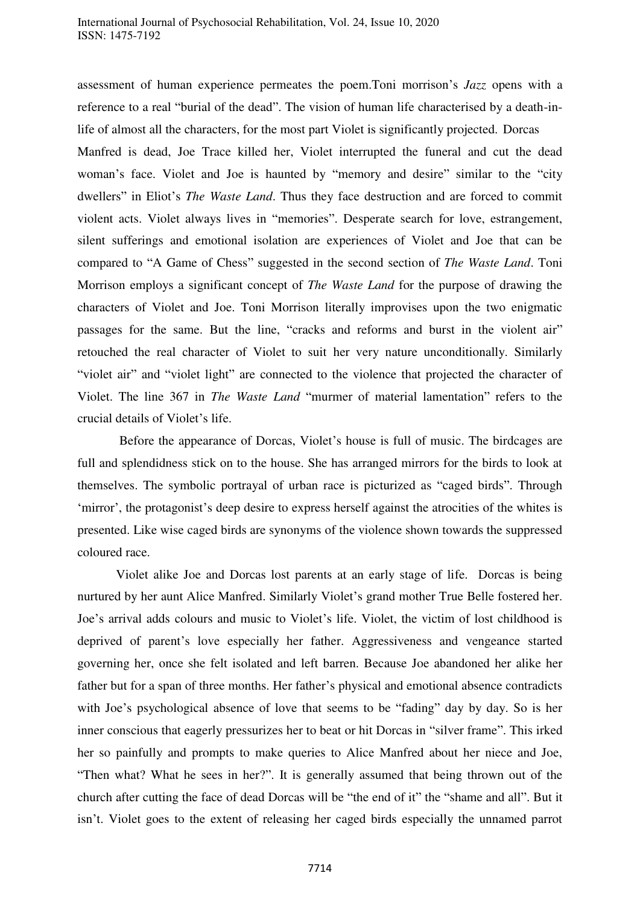assessment of human experience permeates the poem.Toni morrison's *Jazz* opens with a reference to a real "burial of the dead". The vision of human life characterised by a death-in-life of almost all the characters, for the most part Violet is significantly projected. Dorcas Manfred is dead, Joe Trace killed her, Violet interrupted the funeral and cut the dead woman's face. Violet and Joe is haunted by "memory and desire" similar to the "city dwellers" in Eliot's *The Waste Land*. Thus they face destruction and are forced to commit violent acts. Violet always lives in "memories". Desperate search for love, estrangement, silent sufferings and emotional isolation are experiences of Violet and Joe that can be compared to "A Game of Chess" suggested in the second section of *The Waste Land*. Toni Morrison employs a significant concept of *The Waste Land* for the purpose of drawing the characters of Violet and Joe. Toni Morrison literally improvises upon the two enigmatic passages for the same. But the line, "cracks and reforms and burst in the violent air" retouched the real character of Violet to suit her very nature unconditionally. Similarly "violet air" and "violet light" are connected to the violence that projected the character of Violet. The line 367 in *The Waste Land* "murmer of material lamentation" refers to the crucial details of Violet's life.

Before the appearance of Dorcas, Violet's house is full of music. The birdcages are full and splendidness stick on to the house. She has arranged mirrors for the birds to look at themselves. The symbolic portrayal of urban race is picturized as "caged birds". Through 'mirror', the protagonist's deep desire to express herself against the atrocities of the whites is presented. Like wise caged birds are synonyms of the violence shown towards the suppressed coloured race.

Violet alike Joe and Dorcas lost parents at an early stage of life. Dorcas is being nurtured by her aunt Alice Manfred. Similarly Violet's grand mother True Belle fostered her. Joe's arrival adds colours and music to Violet's life. Violet, the victim of lost childhood is deprived of parent's love especially her father. Aggressiveness and vengeance started governing her, once she felt isolated and left barren. Because Joe abandoned her alike her father but for a span of three months. Her father's physical and emotional absence contradicts with Joe's psychological absence of love that seems to be "fading" day by day. So is her inner conscious that eagerly pressurizes her to beat or hit Dorcas in "silver frame". This irked her so painfully and prompts to make queries to Alice Manfred about her niece and Joe, "Then what? What he sees in her?". It is generally assumed that being thrown out of the church after cutting the face of dead Dorcas will be "the end of it" the "shame and all". But it isn't. Violet goes to the extent of releasing her caged birds especially the unnamed parrot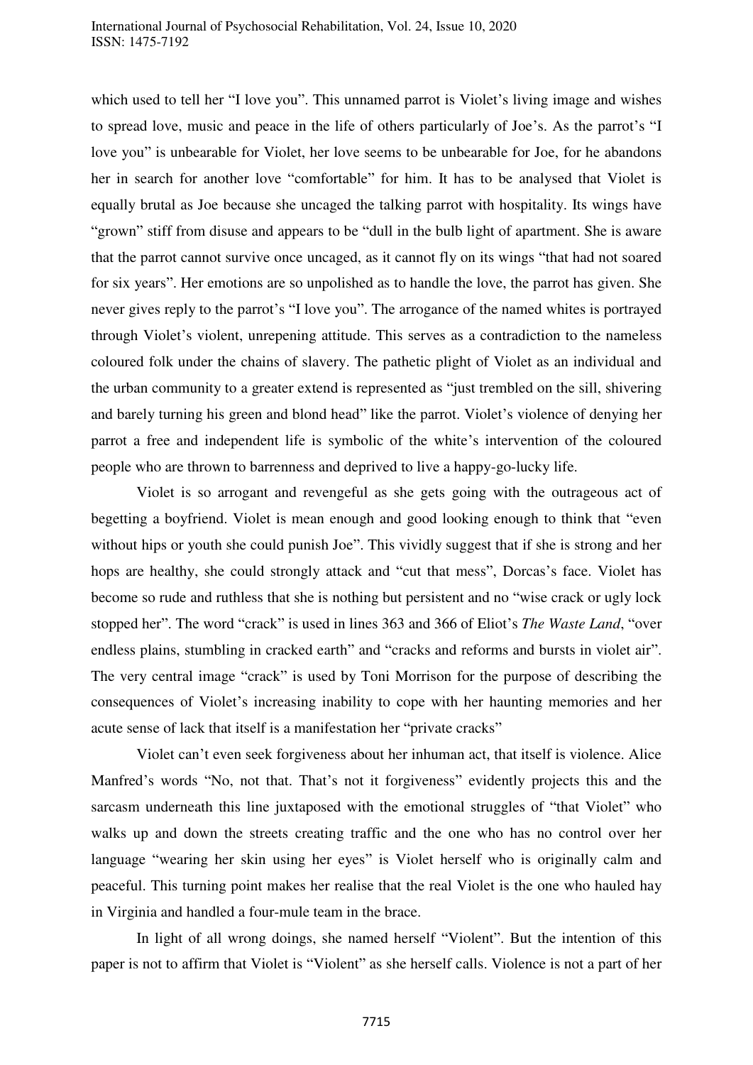which used to tell her "I love you". This unnamed parrot is Violet's living image and wishes to spread love, music and peace in the life of others particularly of Joe's. As the parrot's "I love you" is unbearable for Violet, her love seems to be unbearable for Joe, for he abandons her in search for another love "comfortable" for him. It has to be analysed that Violet is equally brutal as Joe because she uncaged the talking parrot with hospitality. Its wings have "grown" stiff from disuse and appears to be "dull in the bulb light of apartment. She is aware that the parrot cannot survive once uncaged, as it cannot fly on its wings "that had not soared for six years". Her emotions are so unpolished as to handle the love, the parrot has given. She never gives reply to the parrot's "I love you". The arrogance of the named whites is portrayed through Violet's violent, unrepening attitude. This serves as a contradiction to the nameless coloured folk under the chains of slavery. The pathetic plight of Violet as an individual and the urban community to a greater extend is represented as "just trembled on the sill, shivering and barely turning his green and blond head" like the parrot. Violet's violence of denying her parrot a free and independent life is symbolic of the white's intervention of the coloured people who are thrown to barrenness and deprived to live a happy-go-lucky life.

Violet is so arrogant and revengeful as she gets going with the outrageous act of begetting a boyfriend. Violet is mean enough and good looking enough to think that "even without hips or youth she could punish Joe". This vividly suggest that if she is strong and her hops are healthy, she could strongly attack and "cut that mess", Dorcas's face. Violet has become so rude and ruthless that she is nothing but persistent and no "wise crack or ugly lock stopped her". The word "crack" is used in lines 363 and 366 of Eliot's *The Waste Land*, "over endless plains, stumbling in cracked earth" and "cracks and reforms and bursts in violet air". The very central image "crack" is used by Toni Morrison for the purpose of describing the consequences of Violet's increasing inability to cope with her haunting memories and her acute sense of lack that itself is a manifestation her "private cracks"

Violet can't even seek forgiveness about her inhuman act, that itself is violence. Alice Manfred's words "No, not that. That's not it forgiveness" evidently projects this and the sarcasm underneath this line juxtaposed with the emotional struggles of "that Violet" who walks up and down the streets creating traffic and the one who has no control over her language "wearing her skin using her eyes" is Violet herself who is originally calm and peaceful. This turning point makes her realise that the real Violet is the one who hauled hay in Virginia and handled a four-mule team in the brace.

In light of all wrong doings, she named herself "Violent". But the intention of this paper is not to affirm that Violet is "Violent" as she herself calls. Violence is not a part of her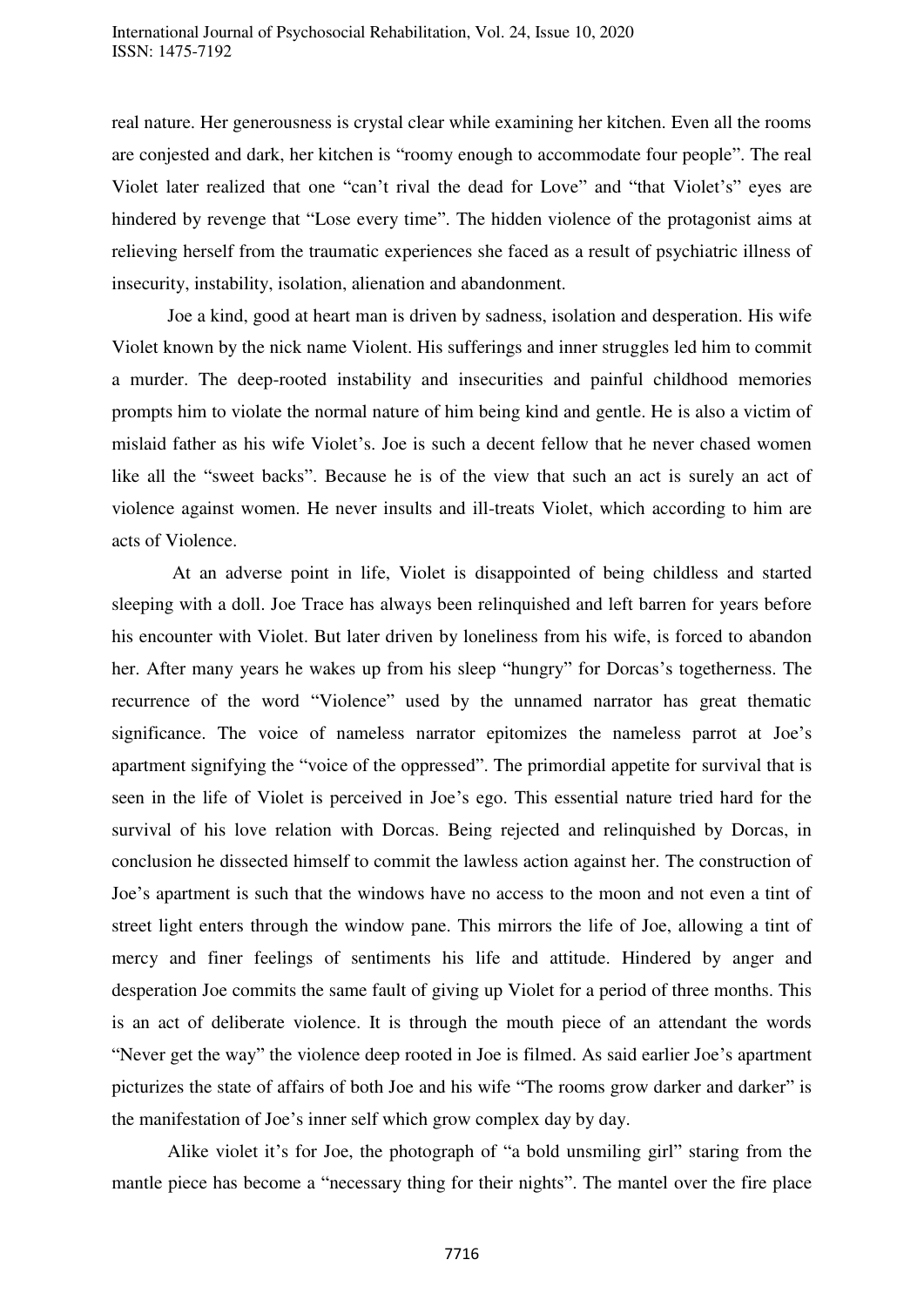real nature. Her generousness is crystal clear while examining her kitchen. Even all the rooms are conjested and dark, her kitchen is "roomy enough to accommodate four people". The real Violet later realized that one "can't rival the dead for Love" and "that Violet's" eyes are hindered by revenge that "Lose every time". The hidden violence of the protagonist aims at relieving herself from the traumatic experiences she faced as a result of psychiatric illness of insecurity, instability, isolation, alienation and abandonment.

Joe a kind, good at heart man is driven by sadness, isolation and desperation. His wife Violet known by the nick name Violent. His sufferings and inner struggles led him to commit a murder. The deep-rooted instability and insecurities and painful childhood memories prompts him to violate the normal nature of him being kind and gentle. He is also a victim of mislaid father as his wife Violet's. Joe is such a decent fellow that he never chased women like all the "sweet backs". Because he is of the view that such an act is surely an act of violence against women. He never insults and ill-treats Violet, which according to him are acts of Violence.

At an adverse point in life, Violet is disappointed of being childless and started sleeping with a doll. Joe Trace has always been relinquished and left barren for years before his encounter with Violet. But later driven by loneliness from his wife, is forced to abandon her. After many years he wakes up from his sleep "hungry" for Dorcas's togetherness. The recurrence of the word "Violence" used by the unnamed narrator has great thematic significance. The voice of nameless narrator epitomizes the nameless parrot at Joe's apartment signifying the "voice of the oppressed". The primordial appetite for survival that is seen in the life of Violet is perceived in Joe's ego. This essential nature tried hard for the survival of his love relation with Dorcas. Being rejected and relinquished by Dorcas, in conclusion he dissected himself to commit the lawless action against her. The construction of Joe's apartment is such that the windows have no access to the moon and not even a tint of street light enters through the window pane. This mirrors the life of Joe, allowing a tint of mercy and finer feelings of sentiments his life and attitude. Hindered by anger and desperation Joe commits the same fault of giving up Violet for a period of three months. This is an act of deliberate violence. It is through the mouth piece of an attendant the words "Never get the way" the violence deep rooted in Joe is filmed. As said earlier Joe's apartment picturizes the state of affairs of both Joe and his wife "The rooms grow darker and darker" is the manifestation of Joe's inner self which grow complex day by day.

Alike violet it's for Joe, the photograph of "a bold unsmiling girl" staring from the mantle piece has become a "necessary thing for their nights". The mantel over the fire place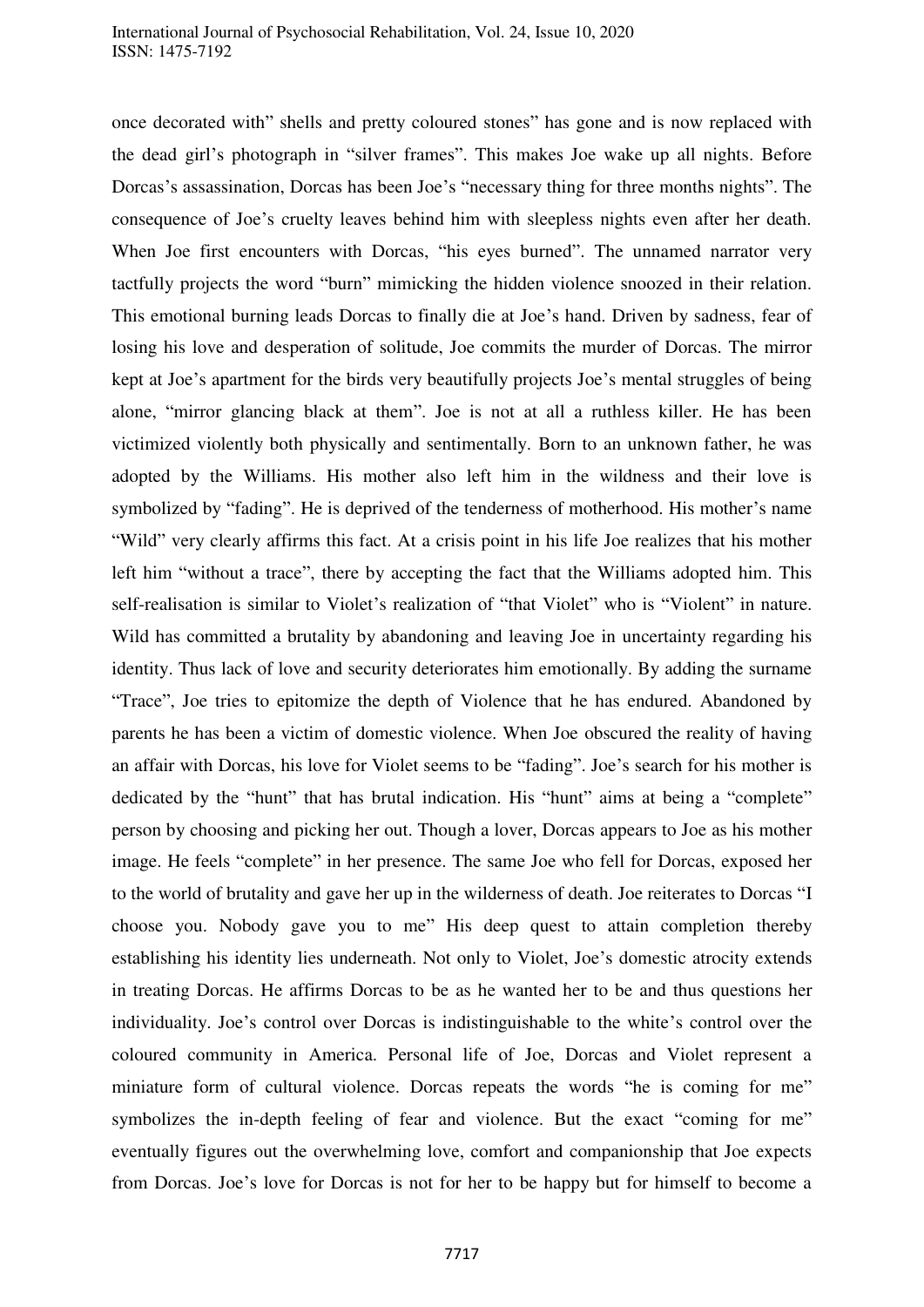once decorated with" shells and pretty coloured stones" has gone and is now replaced with the dead girl's photograph in "silver frames". This makes Joe wake up all nights. Before Dorcas's assassination, Dorcas has been Joe's "necessary thing for three months nights". The consequence of Joe's cruelty leaves behind him with sleepless nights even after her death. When Joe first encounters with Dorcas, "his eyes burned". The unnamed narrator very tactfully projects the word "burn" mimicking the hidden violence snoozed in their relation. This emotional burning leads Dorcas to finally die at Joe's hand. Driven by sadness, fear of losing his love and desperation of solitude, Joe commits the murder of Dorcas. The mirror kept at Joe's apartment for the birds very beautifully projects Joe's mental struggles of being alone, "mirror glancing black at them". Joe is not at all a ruthless killer. He has been victimized violently both physically and sentimentally. Born to an unknown father, he was adopted by the Williams. His mother also left him in the wildness and their love is symbolized by "fading". He is deprived of the tenderness of motherhood. His mother's name "Wild" very clearly affirms this fact. At a crisis point in his life Joe realizes that his mother left him "without a trace", there by accepting the fact that the Williams adopted him. This self-realisation is similar to Violet's realization of "that Violet" who is "Violent" in nature. Wild has committed a brutality by abandoning and leaving Joe in uncertainty regarding his identity. Thus lack of love and security deteriorates him emotionally. By adding the surname "Trace", Joe tries to epitomize the depth of Violence that he has endured. Abandoned by parents he has been a victim of domestic violence. When Joe obscured the reality of having an affair with Dorcas, his love for Violet seems to be "fading". Joe's search for his mother is dedicated by the "hunt" that has brutal indication. His "hunt" aims at being a "complete" person by choosing and picking her out. Though a lover, Dorcas appears to Joe as his mother image. He feels "complete" in her presence. The same Joe who fell for Dorcas, exposed her to the world of brutality and gave her up in the wilderness of death. Joe reiterates to Dorcas "I choose you. Nobody gave you to me" His deep quest to attain completion thereby establishing his identity lies underneath. Not only to Violet, Joe's domestic atrocity extends in treating Dorcas. He affirms Dorcas to be as he wanted her to be and thus questions her individuality. Joe's control over Dorcas is indistinguishable to the white's control over the coloured community in America. Personal life of Joe, Dorcas and Violet represent a miniature form of cultural violence. Dorcas repeats the words "he is coming for me" symbolizes the in-depth feeling of fear and violence. But the exact "coming for me" eventually figures out the overwhelming love, comfort and companionship that Joe expects from Dorcas. Joe's love for Dorcas is not for her to be happy but for himself to become a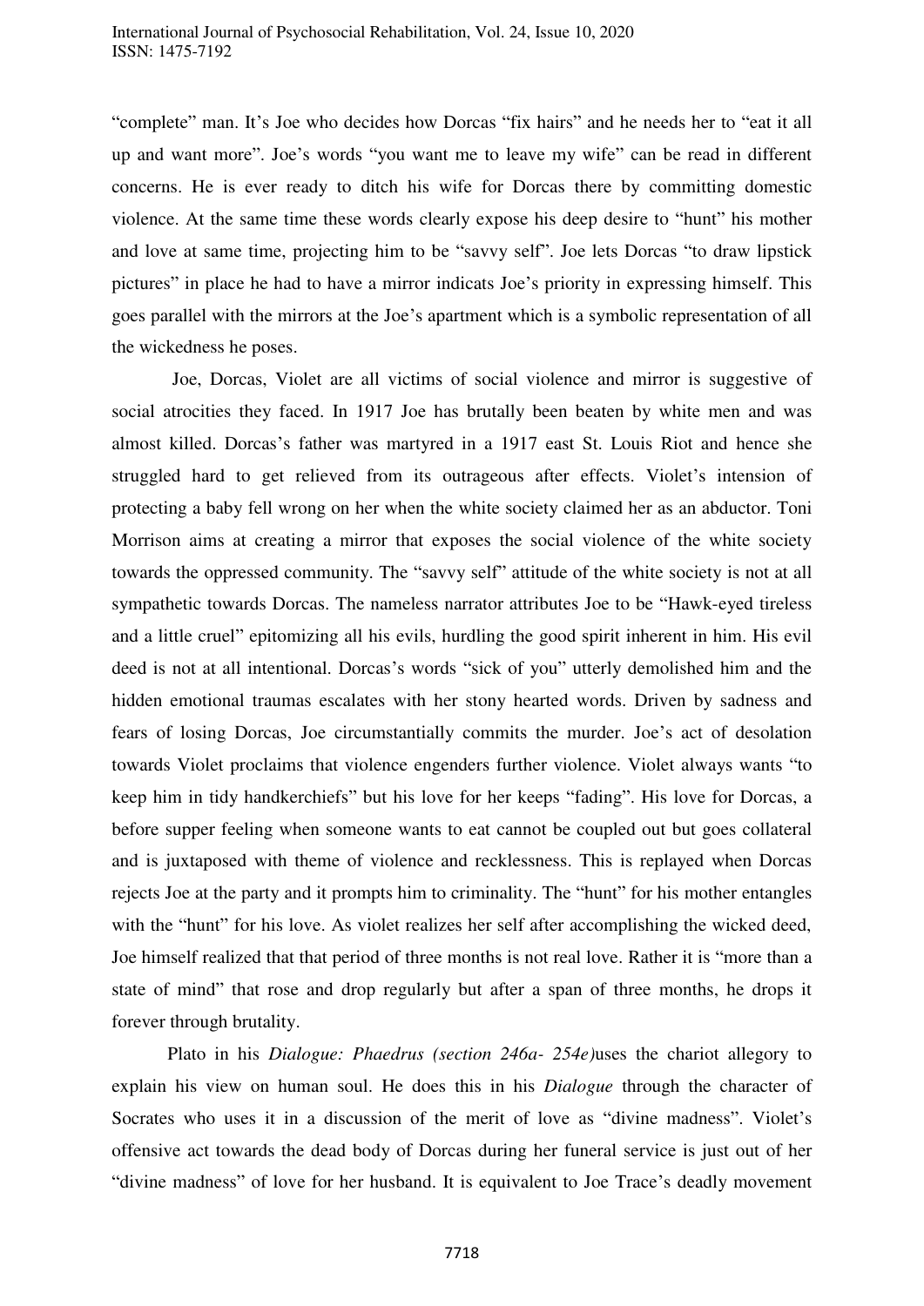"complete" man. It's Joe who decides how Dorcas "fix hairs" and he needs her to "eat it all up and want more". Joe's words "you want me to leave my wife" can be read in different concerns. He is ever ready to ditch his wife for Dorcas there by committing domestic violence. At the same time these words clearly expose his deep desire to "hunt" his mother and love at same time, projecting him to be "savvy self". Joe lets Dorcas "to draw lipstick pictures" in place he had to have a mirror indicats Joe's priority in expressing himself. This goes parallel with the mirrors at the Joe's apartment which is a symbolic representation of all the wickedness he poses.

Joe, Dorcas, Violet are all victims of social violence and mirror is suggestive of social atrocities they faced. In 1917 Joe has brutally been beaten by white men and was almost killed. Dorcas's father was martyred in a 1917 east St. Louis Riot and hence she struggled hard to get relieved from its outrageous after effects. Violet's intension of protecting a baby fell wrong on her when the white society claimed her as an abductor. Toni Morrison aims at creating a mirror that exposes the social violence of the white society towards the oppressed community. The "savvy self" attitude of the white society is not at all sympathetic towards Dorcas. The nameless narrator attributes Joe to be "Hawk-eyed tireless and a little cruel" epitomizing all his evils, hurdling the good spirit inherent in him. His evil deed is not at all intentional. Dorcas's words "sick of you" utterly demolished him and the hidden emotional traumas escalates with her stony hearted words. Driven by sadness and fears of losing Dorcas, Joe circumstantially commits the murder. Joe's act of desolation towards Violet proclaims that violence engenders further violence. Violet always wants "to keep him in tidy handkerchiefs" but his love for her keeps "fading". His love for Dorcas, a before supper feeling when someone wants to eat cannot be coupled out but goes collateral and is juxtaposed with theme of violence and recklessness. This is replayed when Dorcas rejects Joe at the party and it prompts him to criminality. The "hunt" for his mother entangles with the "hunt" for his love. As violet realizes her self after accomplishing the wicked deed, Joe himself realized that that period of three months is not real love. Rather it is "more than a state of mind" that rose and drop regularly but after a span of three months, he drops it forever through brutality.

Plato in his *Dialogue: Phaedrus (section 246a- 254e)*uses the chariot allegory to explain his view on human soul. He does this in his *Dialogue* through the character of Socrates who uses it in a discussion of the merit of love as "divine madness". Violet's offensive act towards the dead body of Dorcas during her funeral service is just out of her "divine madness" of love for her husband. It is equivalent to Joe Trace's deadly movement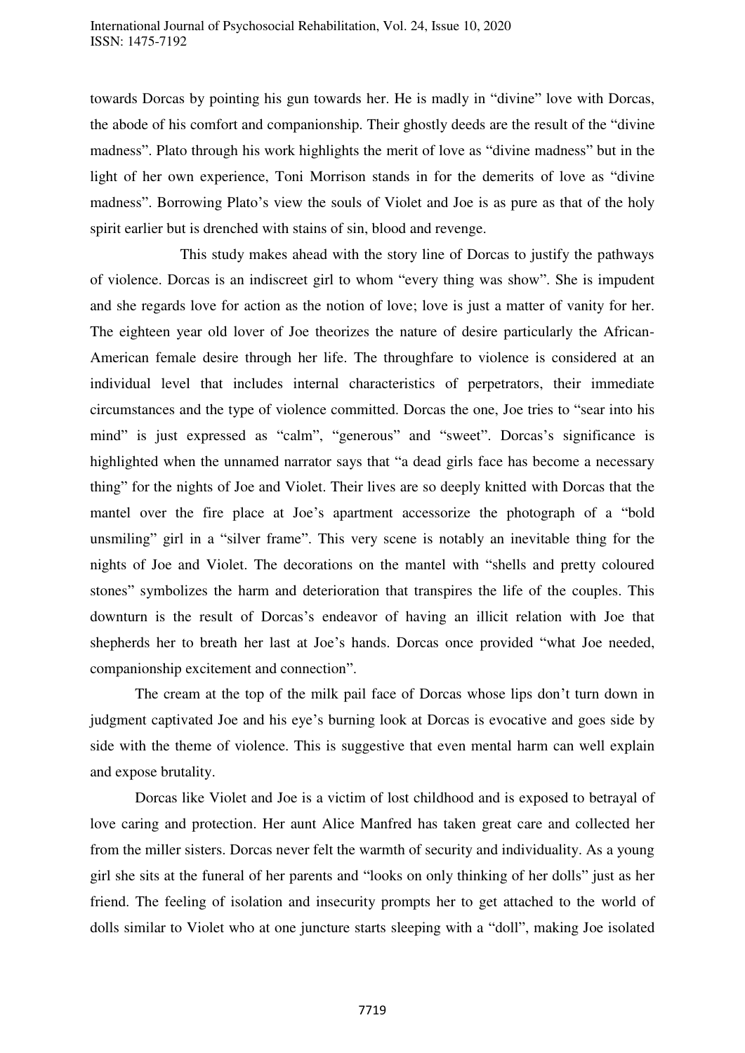towards Dorcas by pointing his gun towards her. He is madly in "divine" love with Dorcas, the abode of his comfort and companionship. Their ghostly deeds are the result of the "divine madness". Plato through his work highlights the merit of love as "divine madness" but in the light of her own experience, Toni Morrison stands in for the demerits of love as "divine madness". Borrowing Plato's view the souls of Violet and Joe is as pure as that of the holy spirit earlier but is drenched with stains of sin, blood and revenge.

This study makes ahead with the story line of Dorcas to justify the pathways of violence. Dorcas is an indiscreet girl to whom "every thing was show". She is impudent and she regards love for action as the notion of love; love is just a matter of vanity for her. The eighteen year old lover of Joe theorizes the nature of desire particularly the African-American female desire through her life. The throughfare to violence is considered at an individual level that includes internal characteristics of perpetrators, their immediate circumstances and the type of violence committed. Dorcas the one, Joe tries to "sear into his mind" is just expressed as "calm", "generous" and "sweet". Dorcas's significance is highlighted when the unnamed narrator says that "a dead girls face has become a necessary thing" for the nights of Joe and Violet. Their lives are so deeply knitted with Dorcas that the mantel over the fire place at Joe's apartment accessorize the photograph of a "bold unsmiling" girl in a "silver frame". This very scene is notably an inevitable thing for the nights of Joe and Violet. The decorations on the mantel with "shells and pretty coloured stones" symbolizes the harm and deterioration that transpires the life of the couples. This downturn is the result of Dorcas's endeavor of having an illicit relation with Joe that shepherds her to breath her last at Joe's hands. Dorcas once provided "what Joe needed, companionship excitement and connection".

The cream at the top of the milk pail face of Dorcas whose lips don't turn down in judgment captivated Joe and his eye's burning look at Dorcas is evocative and goes side by side with the theme of violence. This is suggestive that even mental harm can well explain and expose brutality.

Dorcas like Violet and Joe is a victim of lost childhood and is exposed to betrayal of love caring and protection. Her aunt Alice Manfred has taken great care and collected her from the miller sisters. Dorcas never felt the warmth of security and individuality. As a young girl she sits at the funeral of her parents and "looks on only thinking of her dolls" just as her friend. The feeling of isolation and insecurity prompts her to get attached to the world of dolls similar to Violet who at one juncture starts sleeping with a "doll", making Joe isolated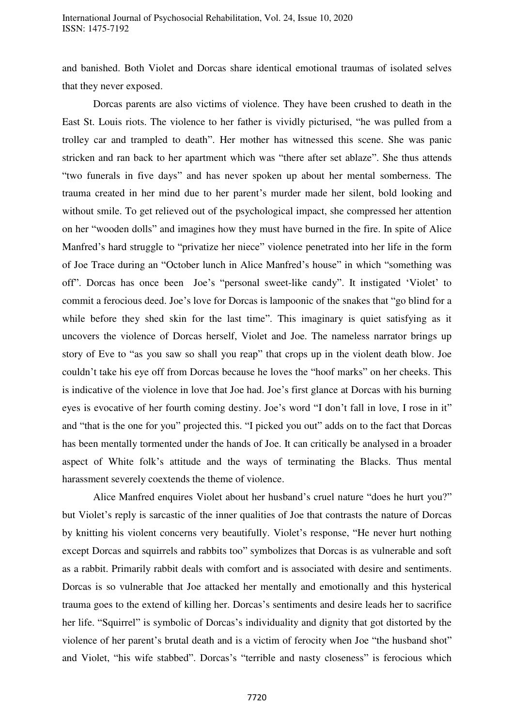and banished. Both Violet and Dorcas share identical emotional traumas of isolated selves that they never exposed.

Dorcas parents are also victims of violence. They have been crushed to death in the East St. Louis riots. The violence to her father is vividly picturised, "he was pulled from a trolley car and trampled to death". Her mother has witnessed this scene. She was panic stricken and ran back to her apartment which was "there after set ablaze". She thus attends "two funerals in five days" and has never spoken up about her mental somberness. The trauma created in her mind due to her parent's murder made her silent, bold looking and without smile. To get relieved out of the psychological impact, she compressed her attention on her "wooden dolls" and imagines how they must have burned in the fire. In spite of Alice Manfred's hard struggle to "privatize her niece" violence penetrated into her life in the form of Joe Trace during an "October lunch in Alice Manfred's house" in which "something was off". Dorcas has once been Joe's "personal sweet-like candy". It instigated 'Violet' to commit a ferocious deed. Joe's love for Dorcas is lampoonic of the snakes that "go blind for a while before they shed skin for the last time". This imaginary is quiet satisfying as it uncovers the violence of Dorcas herself, Violet and Joe. The nameless narrator brings up story of Eve to "as you saw so shall you reap" that crops up in the violent death blow. Joe couldn't take his eye off from Dorcas because he loves the "hoof marks" on her cheeks. This is indicative of the violence in love that Joe had. Joe's first glance at Dorcas with his burning eyes is evocative of her fourth coming destiny. Joe's word "I don't fall in love, I rose in it" and "that is the one for you" projected this. "I picked you out" adds on to the fact that Dorcas has been mentally tormented under the hands of Joe. It can critically be analysed in a broader aspect of White folk's attitude and the ways of terminating the Blacks. Thus mental harassment severely coextends the theme of violence.

Alice Manfred enquires Violet about her husband's cruel nature "does he hurt you?" but Violet's reply is sarcastic of the inner qualities of Joe that contrasts the nature of Dorcas by knitting his violent concerns very beautifully. Violet's response, "He never hurt nothing except Dorcas and squirrels and rabbits too" symbolizes that Dorcas is as vulnerable and soft as a rabbit. Primarily rabbit deals with comfort and is associated with desire and sentiments. Dorcas is so vulnerable that Joe attacked her mentally and emotionally and this hysterical trauma goes to the extend of killing her. Dorcas's sentiments and desire leads her to sacrifice her life. "Squirrel" is symbolic of Dorcas's individuality and dignity that got distorted by the violence of her parent's brutal death and is a victim of ferocity when Joe "the husband shot" and Violet, "his wife stabbed". Dorcas's "terrible and nasty closeness" is ferocious which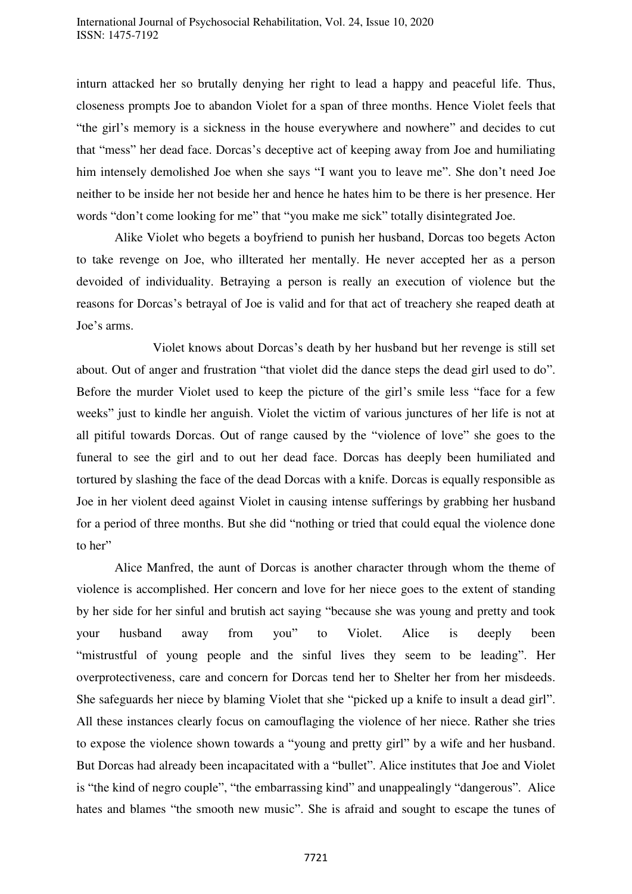inturn attacked her so brutally denying her right to lead a happy and peaceful life. Thus, closeness prompts Joe to abandon Violet for a span of three months. Hence Violet feels that "the girl's memory is a sickness in the house everywhere and nowhere" and decides to cut that "mess" her dead face. Dorcas's deceptive act of keeping away from Joe and humiliating him intensely demolished Joe when she says "I want you to leave me". She don't need Joe neither to be inside her not beside her and hence he hates him to be there is her presence. Her words "don't come looking for me" that "you make me sick" totally disintegrated Joe.

Alike Violet who begets a boyfriend to punish her husband, Dorcas too begets Acton to take revenge on Joe, who illterated her mentally. He never accepted her as a person devoided of individuality. Betraying a person is really an execution of violence but the reasons for Dorcas's betrayal of Joe is valid and for that act of treachery she reaped death at Joe's arms.

Violet knows about Dorcas's death by her husband but her revenge is still set about. Out of anger and frustration "that violet did the dance steps the dead girl used to do". Before the murder Violet used to keep the picture of the girl's smile less "face for a few weeks" just to kindle her anguish. Violet the victim of various junctures of her life is not at all pitiful towards Dorcas. Out of range caused by the "violence of love" she goes to the funeral to see the girl and to out her dead face. Dorcas has deeply been humiliated and tortured by slashing the face of the dead Dorcas with a knife. Dorcas is equally responsible as Joe in her violent deed against Violet in causing intense sufferings by grabbing her husband for a period of three months. But she did "nothing or tried that could equal the violence done to her"

Alice Manfred, the aunt of Dorcas is another character through whom the theme of violence is accomplished. Her concern and love for her niece goes to the extent of standing by her side for her sinful and brutish act saying "because she was young and pretty and took your husband away from you" to Violet. Alice is deeply been "mistrustful of young people and the sinful lives they seem to be leading". Her overprotectiveness, care and concern for Dorcas tend her to Shelter her from her misdeeds. She safeguards her niece by blaming Violet that she "picked up a knife to insult a dead girl". All these instances clearly focus on camouflaging the violence of her niece. Rather she tries to expose the violence shown towards a "young and pretty girl" by a wife and her husband. But Dorcas had already been incapacitated with a "bullet". Alice institutes that Joe and Violet is "the kind of negro couple", "the embarrassing kind" and unappealingly "dangerous". Alice hates and blames "the smooth new music". She is afraid and sought to escape the tunes of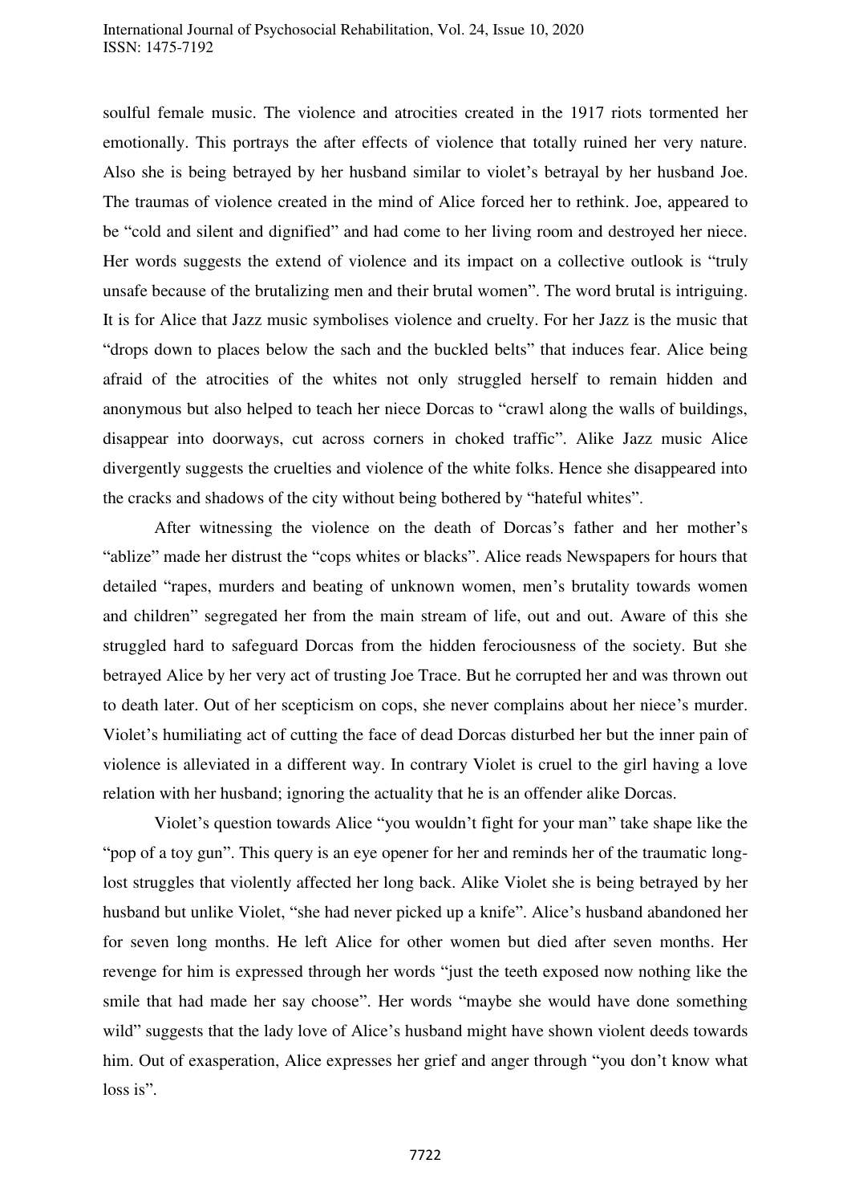soulful female music. The violence and atrocities created in the 1917 riots tormented her emotionally. This portrays the after effects of violence that totally ruined her very nature. Also she is being betrayed by her husband similar to violet's betrayal by her husband Joe. The traumas of violence created in the mind of Alice forced her to rethink. Joe, appeared to be "cold and silent and dignified" and had come to her living room and destroyed her niece. Her words suggests the extend of violence and its impact on a collective outlook is "truly unsafe because of the brutalizing men and their brutal women". The word brutal is intriguing. It is for Alice that Jazz music symbolises violence and cruelty. For her Jazz is the music that "drops down to places below the sach and the buckled belts" that induces fear. Alice being afraid of the atrocities of the whites not only struggled herself to remain hidden and anonymous but also helped to teach her niece Dorcas to "crawl along the walls of buildings, disappear into doorways, cut across corners in choked traffic". Alike Jazz music Alice divergently suggests the cruelties and violence of the white folks. Hence she disappeared into the cracks and shadows of the city without being bothered by "hateful whites".

After witnessing the violence on the death of Dorcas's father and her mother's "ablize" made her distrust the "cops whites or blacks". Alice reads Newspapers for hours that detailed "rapes, murders and beating of unknown women, men's brutality towards women and children" segregated her from the main stream of life, out and out. Aware of this she struggled hard to safeguard Dorcas from the hidden ferociousness of the society. But she betrayed Alice by her very act of trusting Joe Trace. But he corrupted her and was thrown out to death later. Out of her scepticism on cops, she never complains about her niece's murder. Violet's humiliating act of cutting the face of dead Dorcas disturbed her but the inner pain of violence is alleviated in a different way. In contrary Violet is cruel to the girl having a love relation with her husband; ignoring the actuality that he is an offender alike Dorcas.

Violet's question towards Alice "you wouldn't fight for your man" take shape like the "pop of a toy gun". This query is an eye opener for her and reminds her of the traumatic long-lost struggles that violently affected her long back. Alike Violet she is being betrayed by her husband but unlike Violet, "she had never picked up a knife". Alice's husband abandoned her for seven long months. He left Alice for other women but died after seven months. Her revenge for him is expressed through her words "just the teeth exposed now nothing like the smile that had made her say choose". Her words "maybe she would have done something wild" suggests that the lady love of Alice's husband might have shown violent deeds towards him. Out of exasperation, Alice expresses her grief and anger through "you don't know what loss is".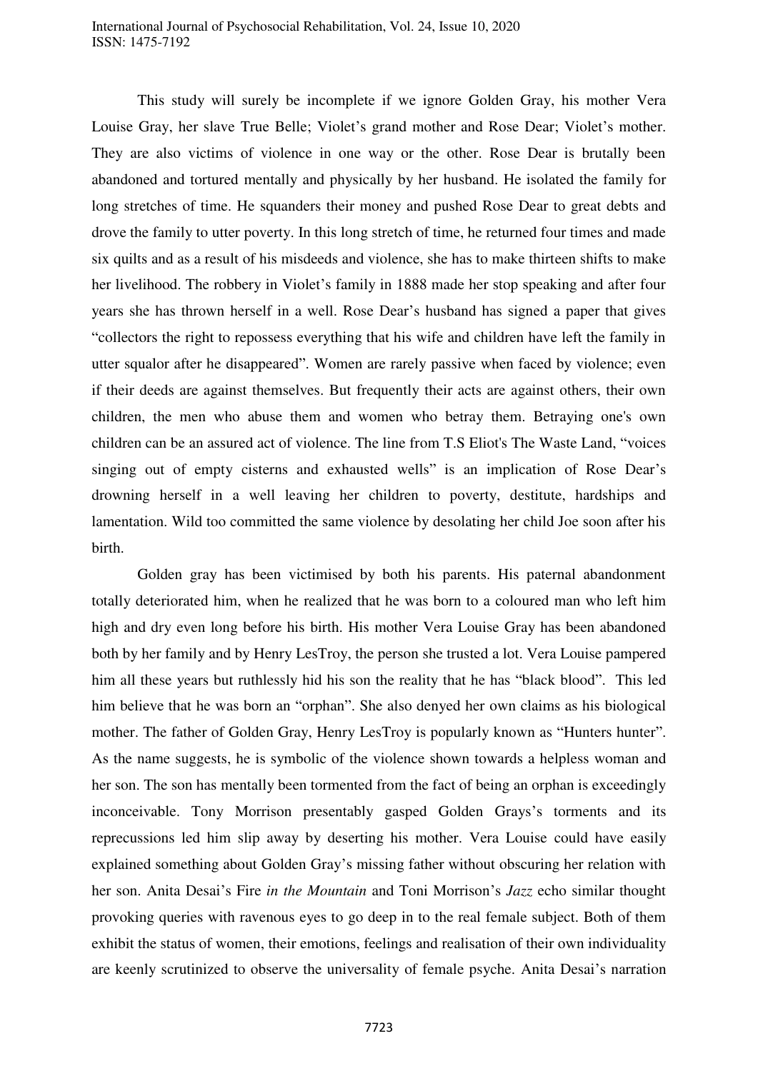This study will surely be incomplete if we ignore Golden Gray, his mother Vera Louise Gray, her slave True Belle; Violet's grand mother and Rose Dear; Violet's mother. They are also victims of violence in one way or the other. Rose Dear is brutally been abandoned and tortured mentally and physically by her husband. He isolated the family for long stretches of time. He squanders their money and pushed Rose Dear to great debts and drove the family to utter poverty. In this long stretch of time, he returned four times and made six quilts and as a result of his misdeeds and violence, she has to make thirteen shifts to make her livelihood. The robbery in Violet's family in 1888 made her stop speaking and after four years she has thrown herself in a well. Rose Dear's husband has signed a paper that gives "collectors the right to repossess everything that his wife and children have left the family in utter squalor after he disappeared". Women are rarely passive when faced by violence; even if their deeds are against themselves. But frequently their acts are against others, their own children, the men who abuse them and women who betray them. Betraying one's own children can be an assured act of violence. The line from T.S Eliot's The Waste Land, "voices singing out of empty cisterns and exhausted wells" is an implication of Rose Dear's drowning herself in a well leaving her children to poverty, destitute, hardships and lamentation. Wild too committed the same violence by desolating her child Joe soon after his birth.

Golden gray has been victimised by both his parents. His paternal abandonment totally deteriorated him, when he realized that he was born to a coloured man who left him high and dry even long before his birth. His mother Vera Louise Gray has been abandoned both by her family and by Henry LesTroy, the person she trusted a lot. Vera Louise pampered him all these years but ruthlessly hid his son the reality that he has "black blood". This led him believe that he was born an "orphan". She also denyed her own claims as his biological mother. The father of Golden Gray, Henry LesTroy is popularly known as "Hunters hunter". As the name suggests, he is symbolic of the violence shown towards a helpless woman and her son. The son has mentally been tormented from the fact of being an orphan is exceedingly inconceivable. Tony Morrison presentably gasped Golden Grays's torments and its reprecussions led him slip away by deserting his mother. Vera Louise could have easily explained something about Golden Gray's missing father without obscuring her relation with her son. Anita Desai's Fire *in the Mountain* and Toni Morrison's *Jazz* echo similar thought provoking queries with ravenous eyes to go deep in to the real female subject. Both of them exhibit the status of women, their emotions, feelings and realisation of their own individuality are keenly scrutinized to observe the universality of female psyche. Anita Desai's narration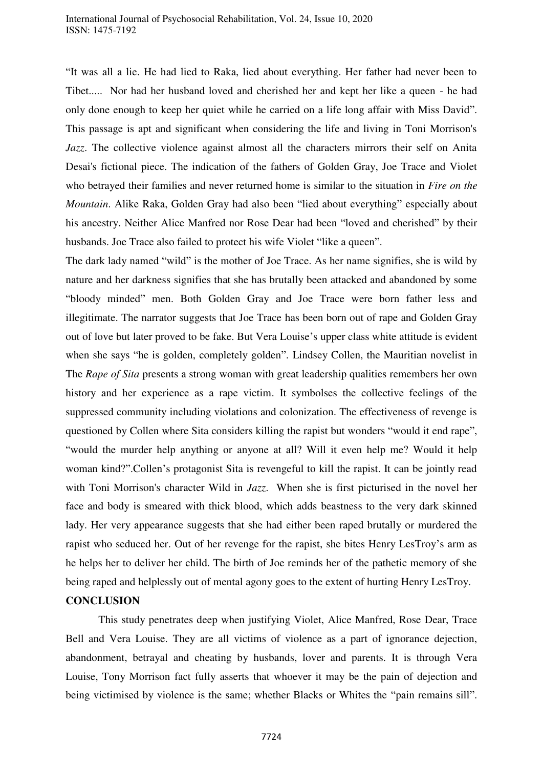"It was all a lie. He had lied to Raka, lied about everything. Her father had never been to Tibet..... Nor had her husband loved and cherished her and kept her like a queen - he had only done enough to keep her quiet while he carried on a life long affair with Miss David". This passage is apt and significant when considering the life and living in Toni Morrison's *Jazz*. The collective violence against almost all the characters mirrors their self on Anita Desai's fictional piece. The indication of the fathers of Golden Gray, Joe Trace and Violet who betrayed their families and never returned home is similar to the situation in *Fire on the Mountain*. Alike Raka, Golden Gray had also been "lied about everything" especially about his ancestry. Neither Alice Manfred nor Rose Dear had been "loved and cherished" by their husbands. Joe Trace also failed to protect his wife Violet "like a queen".

The dark lady named "wild" is the mother of Joe Trace. As her name signifies, she is wild by nature and her darkness signifies that she has brutally been attacked and abandoned by some "bloody minded" men. Both Golden Gray and Joe Trace were born father less and illegitimate. The narrator suggests that Joe Trace has been born out of rape and Golden Gray out of love but later proved to be fake. But Vera Louise's upper class white attitude is evident when she says "he is golden, completely golden". Lindsey Collen, the Mauritian novelist in The *Rape of Sita* presents a strong woman with great leadership qualities remembers her own history and her experience as a rape victim. It symbolses the collective feelings of the suppressed community including violations and colonization. The effectiveness of revenge is questioned by Collen where Sita considers killing the rapist but wonders "would it end rape", "would the murder help anything or anyone at all? Will it even help me? Would it help woman kind?".Collen's protagonist Sita is revengeful to kill the rapist. It can be jointly read with Toni Morrison's character Wild in *Jazz*. When she is first picturised in the novel her face and body is smeared with thick blood, which adds beastness to the very dark skinned lady. Her very appearance suggests that she had either been raped brutally or murdered the rapist who seduced her. Out of her revenge for the rapist, she bites Henry LesTroy's arm as he helps her to deliver her child. The birth of Joe reminds her of the pathetic memory of she being raped and helplessly out of mental agony goes to the extent of hurting Henry LesTroy.

**CONCLUSION**

This study penetrates deep when justifying Violet, Alice Manfred, Rose Dear, Trace Bell and Vera Louise. They are all victims of violence as a part of ignorance dejection, abandonment, betrayal and cheating by husbands, lover and parents. It is through Vera Louise, Tony Morrison fact fully asserts that whoever it may be the pain of dejection and being victimised by violence is the same; whether Blacks or Whites the "pain remains sill".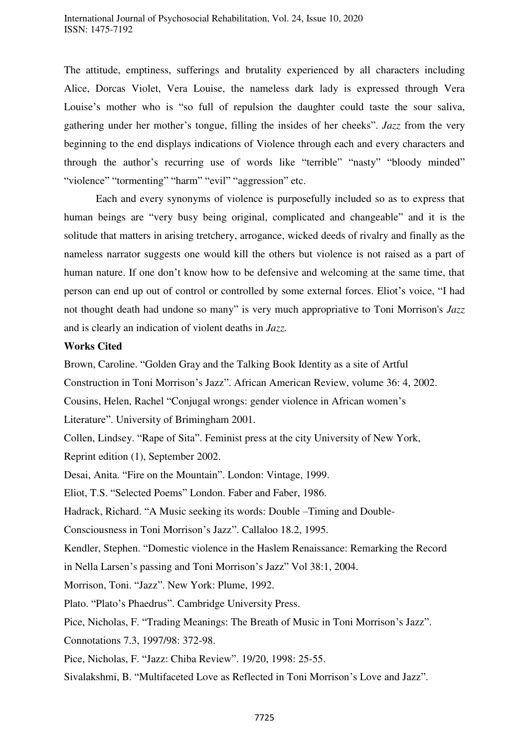The attitude, emptiness, sufferings and brutality experienced by all characters including Alice, Dorcas Violet, Vera Louise, the nameless dark lady is expressed through Vera Louise's mother who is "so full of repulsion the daughter could taste the sour saliva, gathering under her mother's tongue, filling the insides of her cheeks". *Jazz* from the very beginning to the end displays indications of Violence through each and every characters and through the author's recurring use of words like "terrible" "nasty" "bloody minded" "violence" "tormenting" "harm" "evil" "aggression" etc.

Each and every synonyms of violence is purposefully included so as to express that human beings are "very busy being original, complicated and changeable" and it is the solitude that matters in arising tretchery, arrogance, wicked deeds of rivalry and finally as the nameless narrator suggests one would kill the others but violence is not raised as a part of human nature. If one don't know how to be defensive and welcoming at the same time, that person can end up out of control or controlled by some external forces. Eliot's voice, "I had not thought death had undone so many" is very much appropriative to Toni Morrison's *Jazz* and is clearly an indication of violent deaths in *Jazz.*

**Works Cited**

Brown, Caroline. "Golden Gray and the Talking Book Identity as a site of Artful Construction in Toni Morrison's Jazz". African American Review, volume 36: 4, 2002.

Cousins, Helen, Rachel "Conjugal wrongs: gender violence in African women's Literature". University of Brimingham 2001.

Collen, Lindsey. "Rape of Sita". Feminist press at the city University of New York, Reprint edition (1), September 2002.

Desai, Anita. "Fire on the Mountain". London: Vintage, 1999.

Eliot, T.S. "Selected Poems" London. Faber and Faber, 1986.

Hadrack, Richard. "A Music seeking its words: Double –Timing and Double-Consciousness in Toni Morrison's Jazz". Callaloo 18.2, 1995.

Kendler, Stephen. "Domestic violence in the Haslem Renaissance: Remarking the Record in Nella Larsen's passing and Toni Morrison's Jazz" Vol 38:1, 2004.

Morrison, Toni. "Jazz". New York: Plume, 1992.

Plato. "Plato's Phaedrus". Cambridge University Press.

Pice, Nicholas, F. "Trading Meanings: The Breath of Music in Toni Morrison's Jazz". Connotations 7.3, 1997/98: 372-98.

Pice, Nicholas, F. "Jazz: Chiba Review". 19/20, 1998: 25-55.

Sivalakshmi, B. "Multifaceted Love as Reflected in Toni Morrison's Love and Jazz".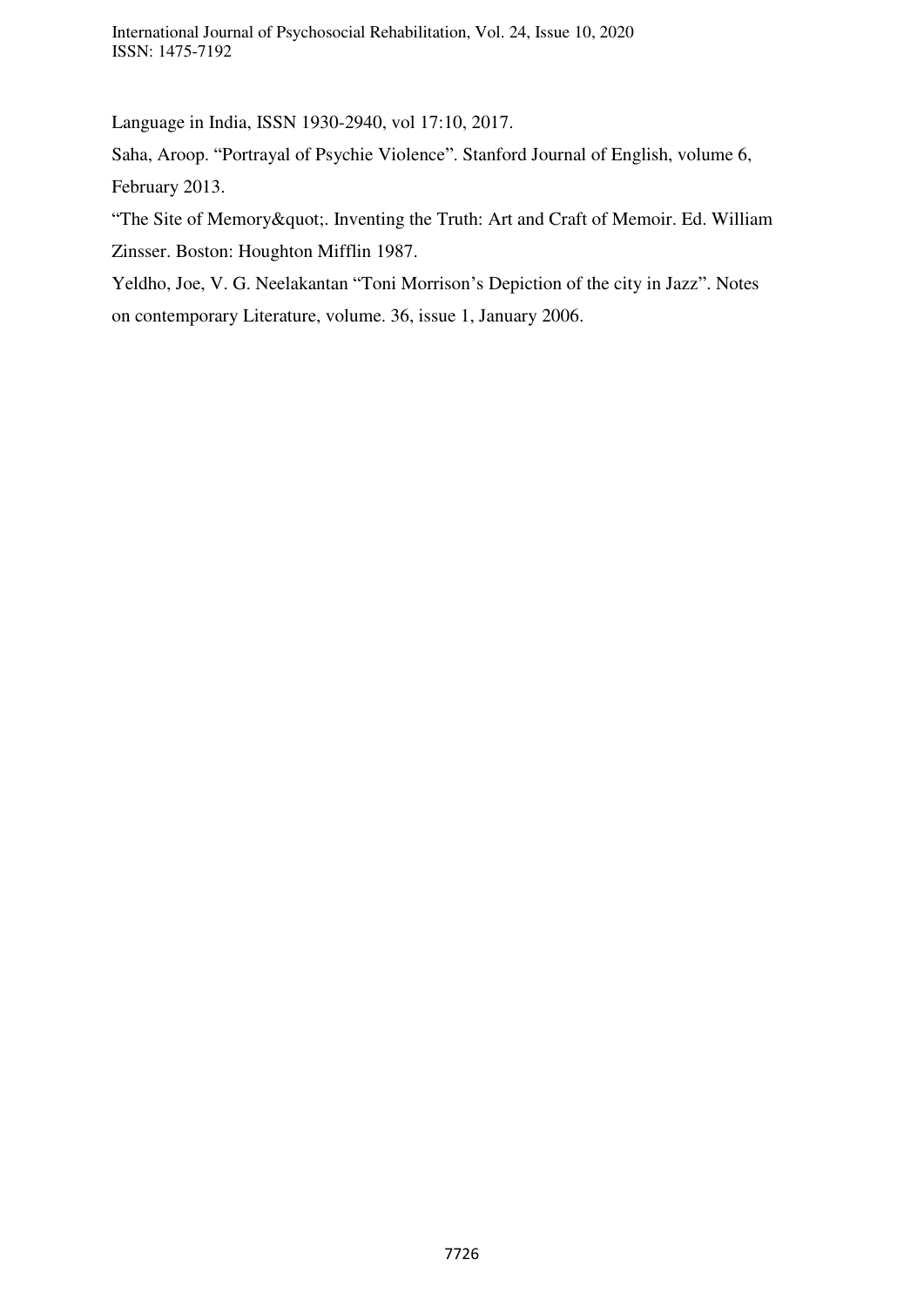Language in India, ISSN 1930-2940, vol 17:10, 2017.

Saha, Aroop. "Portrayal of Psychie Violence". Stanford Journal of English, volume 6, February 2013.

"The Site of Memory&quot;. Inventing the Truth: Art and Craft of Memoir. Ed. William Zinsser. Boston: Houghton Mifflin 1987.

Yeldho, Joe, V. G. Neelakantan "Toni Morrison's Depiction of the city in Jazz". Notes on contemporary Literature, volume. 36, issue 1, January 2006.